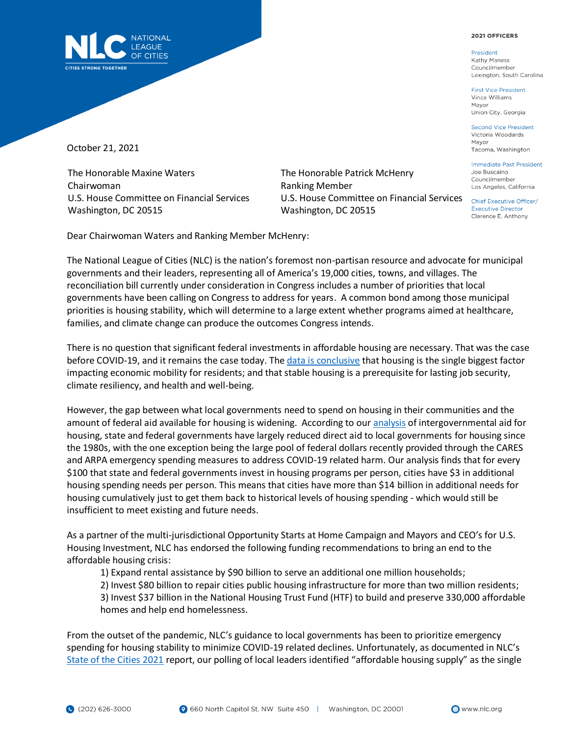NATIONAL LEAGUE OF CITIES

CITIES STRONG TOGETHER

**2021 OFFICERS**

President
Kathy Maness
Councilmember
Lexington, South Carolina

First Vice President
Vince Williams
Mayor
Union City, Georgia

Second Vice President
Victoria Woodards
Mayor
Tacoma, Washington

Immediate Past President
Joe Buscaino
Councilmember
Los Angeles, California

Chief Executive Officer/
Executive Director
Clarence E. Anthony

October 21, 2021

The Honorable Maxine Waters
Chairwoman
U.S. House Committee on Financial Services
Washington, DC 20515

The Honorable Patrick McHenry
Ranking Member
U.S. House Committee on Financial Services
Washington, DC 20515

Dear Chairwoman Waters and Ranking Member McHenry:

The National League of Cities (NLC) is the nation's foremost non-partisan resource and advocate for municipal governments and their leaders, representing all of America's 19,000 cities, towns, and villages. The reconciliation bill currently under consideration in Congress includes a number of priorities that local governments have been calling on Congress to address for years. A common bond among those municipal priorities is housing stability, which will determine to a large extent whether programs aimed at healthcare, families, and climate change can produce the outcomes Congress intends.

There is no question that significant federal investments in affordable housing are necessary. That was the case before COVID-19, and it remains the case today. The data is conclusive that housing is the single biggest factor impacting economic mobility for residents; and that stable housing is a prerequisite for lasting job security, climate resiliency, and health and well-being.

However, the gap between what local governments need to spend on housing in their communities and the amount of federal aid available for housing is widening. According to our analysis of intergovernmental aid for housing, state and federal governments have largely reduced direct aid to local governments for housing since the 1980s, with the one exception being the large pool of federal dollars recently provided through the CARES and ARPA emergency spending measures to address COVID-19 related harm. Our analysis finds that for every $100 that state and federal governments invest in housing programs per person, cities have $3 in additional housing spending needs per person. This means that cities have more than $14 billion in additional needs for housing cumulatively just to get them back to historical levels of housing spending - which would still be insufficient to meet existing and future needs.

As a partner of the multi-jurisdictional Opportunity Starts at Home Campaign and Mayors and CEO's for U.S. Housing Investment, NLC has endorsed the following funding recommendations to bring an end to the affordable housing crisis:

1) Expand rental assistance by $90 billion to serve an additional one million households;
2) Invest $80 billion to repair cities public housing infrastructure for more than two million residents;
3) Invest $37 billion in the National Housing Trust Fund (HTF) to build and preserve 330,000 affordable homes and help end homelessness.

From the outset of the pandemic, NLC's guidance to local governments has been to prioritize emergency spending for housing stability to minimize COVID-19 related declines. Unfortunately, as documented in NLC's State of the Cities 2021 report, our polling of local leaders identified "affordable housing supply" as the single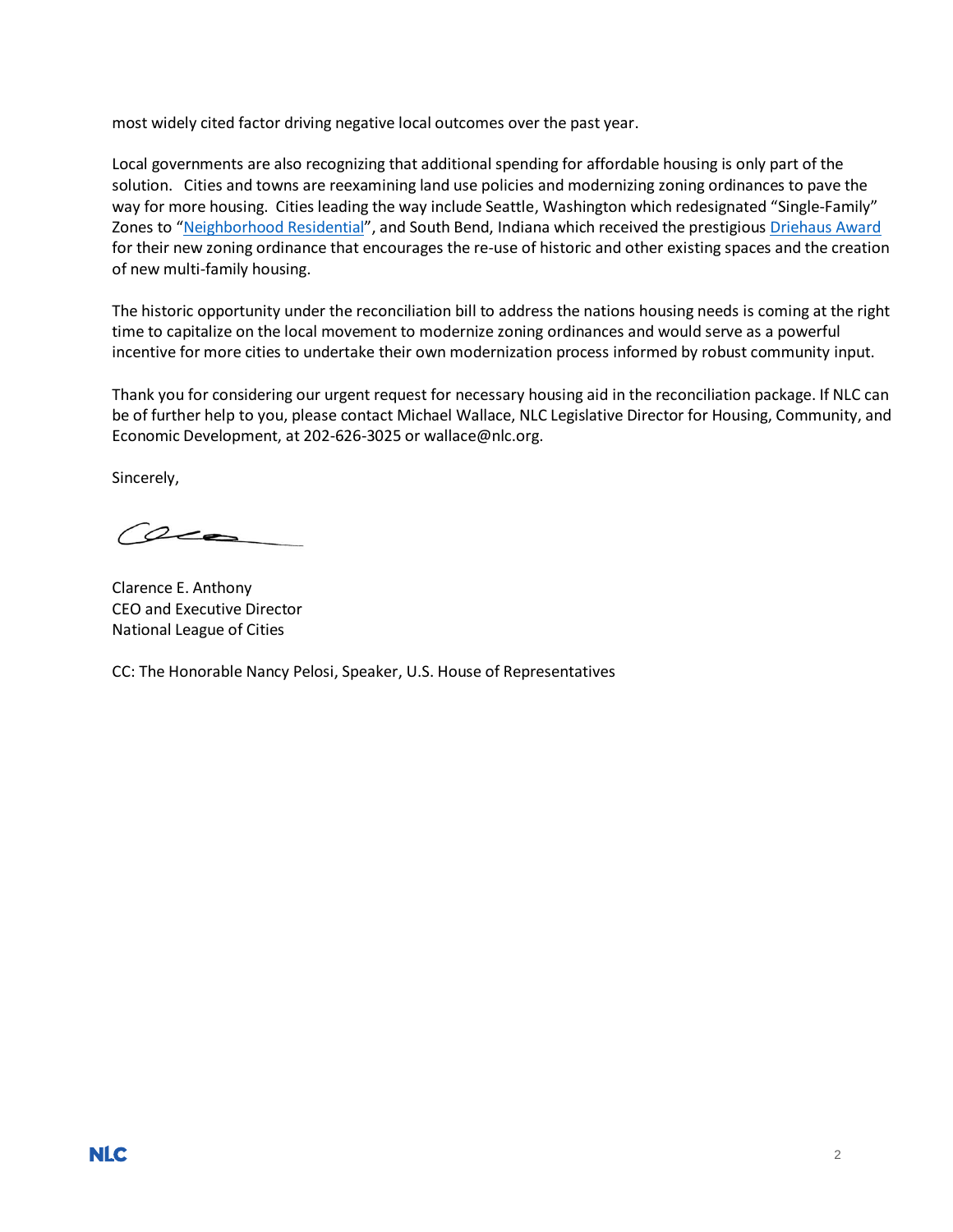most widely cited factor driving negative local outcomes over the past year.

Local governments are also recognizing that additional spending for affordable housing is only part of the solution. Cities and towns are reexamining land use policies and modernizing zoning ordinances to pave the way for more housing. Cities leading the way include Seattle, Washington which redesignated "Single-Family" Zones to "Neighborhood Residential", and South Bend, Indiana which received the prestigious Driehaus Award for their new zoning ordinance that encourages the re-use of historic and other existing spaces and the creation of new multi-family housing.

The historic opportunity under the reconciliation bill to address the nations housing needs is coming at the right time to capitalize on the local movement to modernize zoning ordinances and would serve as a powerful incentive for more cities to undertake their own modernization process informed by robust community input.

Thank you for considering our urgent request for necessary housing aid in the reconciliation package. If NLC can be of further help to you, please contact Michael Wallace, NLC Legislative Director for Housing, Community, and Economic Development, at 202-626-3025 or wallace@nlc.org.

Sincerely,

Clarence E. Anthony
CEO and Executive Director
National League of Cities

CC: The Honorable Nancy Pelosi, Speaker, U.S. House of Representatives